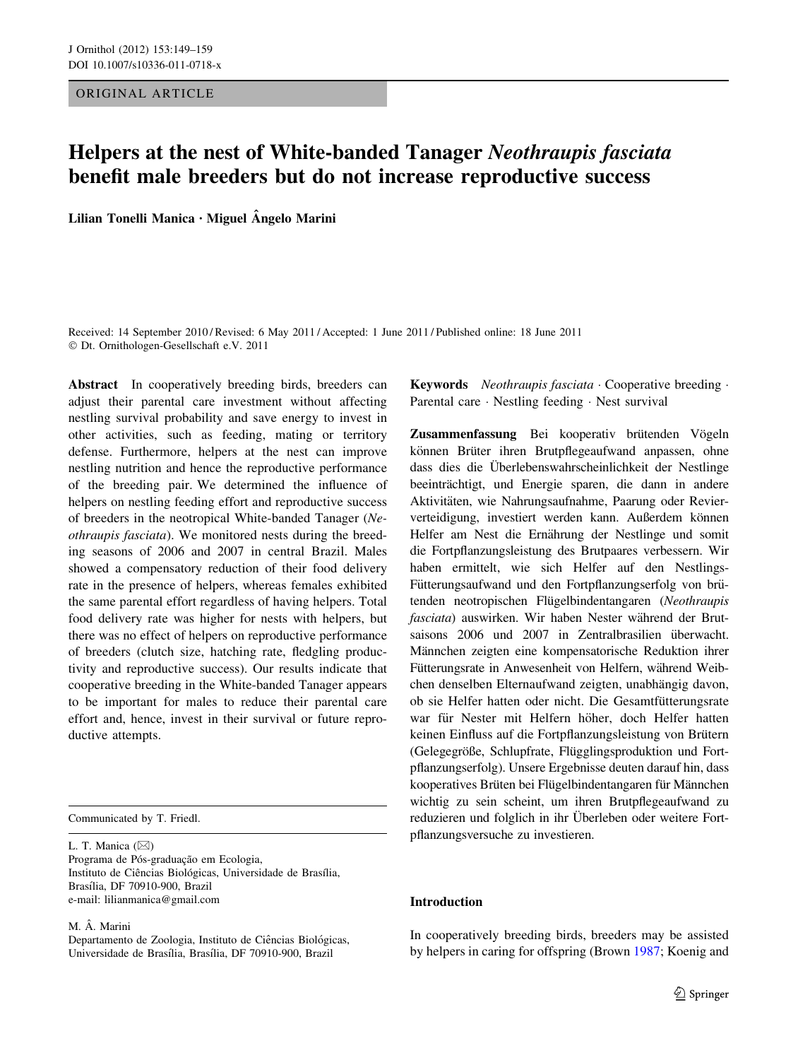ORIGINAL ARTICLE

# Helpers at the nest of White-banded Tanager *Neothraupis fasciata* benefit male breeders but do not increase reproductive success

**Lilian Tonelli Manica · Miguel Ângelo Marini**

Received: 14 September 2010 / Revised: 6 May 2011 / Accepted: 1 June 2011 / Published online: 18 June 2011
© Dt. Ornithologen-Gesellschaft e.V. 2011

**Abstract** In cooperatively breeding birds, breeders can adjust their parental care investment without affecting nestling survival probability and save energy to invest in other activities, such as feeding, mating or territory defense. Furthermore, helpers at the nest can improve nestling nutrition and hence the reproductive performance of the breeding pair. We determined the influence of helpers on nestling feeding effort and reproductive success of breeders in the neotropical White-banded Tanager (*Neothraupis fasciata*). We monitored nests during the breeding seasons of 2006 and 2007 in central Brazil. Males showed a compensatory reduction of their food delivery rate in the presence of helpers, whereas females exhibited the same parental effort regardless of having helpers. Total food delivery rate was higher for nests with helpers, but there was no effect of helpers on reproductive performance of breeders (clutch size, hatching rate, fledgling productivity and reproductive success). Our results indicate that cooperative breeding in the White-banded Tanager appears to be important for males to reduce their parental care effort and, hence, invest in their survival or future reproductive attempts.

**Keywords** *Neothraupis fasciata* · Cooperative breeding · Parental care · Nestling feeding · Nest survival

**Zusammenfassung** Bei kooperativ brütenden Vögeln können Brüter ihren Brutpflegeaufwand anpassen, ohne dass dies die Überlebenswahrscheinlichkeit der Nestlinge beeinträchtigt, und Energie sparen, die dann in andere Aktivitäten, wie Nahrungsaufnahme, Paarung oder Revierverteidigung, investiert werden kann. Außerdem können Helfer am Nest die Ernährung der Nestlinge und somit die Fortpflanzungsleistung des Brutpaares verbessern. Wir haben ermittelt, wie sich Helfer auf den Nestlings-Fütterungsaufwand und den Fortpflanzungserfolg von brütenden neotropischen Flügelbindentangaren (*Neothraupis fasciata*) auswirken. Wir haben Nester während der Brutsaisons 2006 und 2007 in Zentralbrasilien überwacht. Männchen zeigten eine kompensatorische Reduktion ihrer Fütterungsrate in Anwesenheit von Helfern, während Weibchen denselben Elternaufwand zeigten, unabhängig davon, ob sie Helfer hatten oder nicht. Die Gesamtfütterungsrate war für Nester mit Helfern höher, doch Helfer hatten keinen Einfluss auf die Fortpflanzungsleistung von Brütern (Gelegegröße, Schlupfrate, Flügglingsproduktion und Fortpflanzungserfolg). Unsere Ergebnisse deuten darauf hin, dass kooperatives Brüten bei Flügelbindentangaren für Männchen wichtig zu sein scheint, um ihren Brutpflegeaufwand zu reduzieren und folglich in ihr Überleben oder weitere Fortpflanzungsversuche zu investieren.

Communicated by T. Friedl.

L. T. Manica (✉)
Programa de Pós-graduação em Ecologia,
Instituto de Ciências Biológicas, Universidade de Brasília,
Brasília, DF 70910-900, Brazil
e-mail: lilianmanica@gmail.com

M. Â. Marini
Departamento de Zoologia, Instituto de Ciências Biológicas,
Universidade de Brasília, Brasília, DF 70910-900, Brazil

## Introduction

In cooperatively breeding birds, breeders may be assisted by helpers in caring for offspring (Brown 1987; Koenig and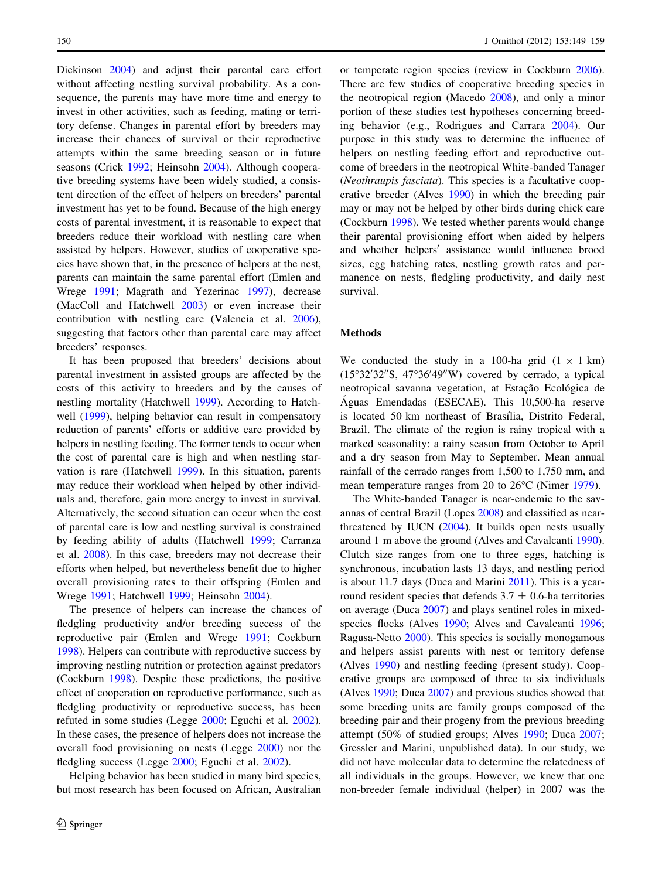Dickinson 2004) and adjust their parental care effort without affecting nestling survival probability. As a consequence, the parents may have more time and energy to invest in other activities, such as feeding, mating or territory defense. Changes in parental effort by breeders may increase their chances of survival or their reproductive attempts within the same breeding season or in future seasons (Crick 1992; Heinsohn 2004). Although cooperative breeding systems have been widely studied, a consistent direction of the effect of helpers on breeders' parental investment has yet to be found. Because of the high energy costs of parental investment, it is reasonable to expect that breeders reduce their workload with nestling care when assisted by helpers. However, studies of cooperative species have shown that, in the presence of helpers at the nest, parents can maintain the same parental effort (Emlen and Wrege 1991; Magrath and Yezerinac 1997), decrease (MacColl and Hatchwell 2003) or even increase their contribution with nestling care (Valencia et al. 2006), suggesting that factors other than parental care may affect breeders' responses.

It has been proposed that breeders' decisions about parental investment in assisted groups are affected by the costs of this activity to breeders and by the causes of nestling mortality (Hatchwell 1999). According to Hatchwell (1999), helping behavior can result in compensatory reduction of parents' efforts or additive care provided by helpers in nestling feeding. The former tends to occur when the cost of parental care is high and when nestling starvation is rare (Hatchwell 1999). In this situation, parents may reduce their workload when helped by other individuals and, therefore, gain more energy to invest in survival. Alternatively, the second situation can occur when the cost of parental care is low and nestling survival is constrained by feeding ability of adults (Hatchwell 1999; Carranza et al. 2008). In this case, breeders may not decrease their efforts when helped, but nevertheless benefit due to higher overall provisioning rates to their offspring (Emlen and Wrege 1991; Hatchwell 1999; Heinsohn 2004).

The presence of helpers can increase the chances of fledgling productivity and/or breeding success of the reproductive pair (Emlen and Wrege 1991; Cockburn 1998). Helpers can contribute with reproductive success by improving nestling nutrition or protection against predators (Cockburn 1998). Despite these predictions, the positive effect of cooperation on reproductive performance, such as fledgling productivity or reproductive success, has been refuted in some studies (Legge 2000; Eguchi et al. 2002). In these cases, the presence of helpers does not increase the overall food provisioning on nests (Legge 2000) nor the fledgling success (Legge 2000; Eguchi et al. 2002).

Helping behavior has been studied in many bird species, but most research has been focused on African, Australian or temperate region species (review in Cockburn 2006). There are few studies of cooperative breeding species in the neotropical region (Macedo 2008), and only a minor portion of these studies test hypotheses concerning breeding behavior (e.g., Rodrigues and Carrara 2004). Our purpose in this study was to determine the influence of helpers on nestling feeding effort and reproductive outcome of breeders in the neotropical White-banded Tanager (*Neothraupis fasciata*). This species is a facultative cooperative breeder (Alves 1990) in which the breeding pair may or may not be helped by other birds during chick care (Cockburn 1998). We tested whether parents would change their parental provisioning effort when aided by helpers and whether helpers′ assistance would influence brood sizes, egg hatching rates, nestling growth rates and permanence on nests, fledgling productivity, and daily nest survival.

## Methods

We conducted the study in a 100-ha grid (1 × 1 km) (15°32′32″S, 47°36′49″W) covered by cerrado, a typical neotropical savanna vegetation, at Estação Ecológica de Águas Emendadas (ESECAE). This 10,500-ha reserve is located 50 km northeast of Brasília, Distrito Federal, Brazil. The climate of the region is rainy tropical with a marked seasonality: a rainy season from October to April and a dry season from May to September. Mean annual rainfall of the cerrado ranges from 1,500 to 1,750 mm, and mean temperature ranges from 20 to 26°C (Nimer 1979).

The White-banded Tanager is near-endemic to the savannas of central Brazil (Lopes 2008) and classified as near-threatened by IUCN (2004). It builds open nests usually around 1 m above the ground (Alves and Cavalcanti 1990). Clutch size ranges from one to three eggs, hatching is synchronous, incubation lasts 13 days, and nestling period is about 11.7 days (Duca and Marini 2011). This is a year-round resident species that defends 3.7 ± 0.6-ha territories on average (Duca 2007) and plays sentinel roles in mixed-species flocks (Alves 1990; Alves and Cavalcanti 1996; Ragusa-Netto 2000). This species is socially monogamous and helpers assist parents with nest or territory defense (Alves 1990) and nestling feeding (present study). Cooperative groups are composed of three to six individuals (Alves 1990; Duca 2007) and previous studies showed that some breeding units are family groups composed of the breeding pair and their progeny from the previous breeding attempt (50% of studied groups; Alves 1990; Duca 2007; Gressler and Marini, unpublished data). In our study, we did not have molecular data to determine the relatedness of all individuals in the groups. However, we knew that one non-breeder female individual (helper) in 2007 was the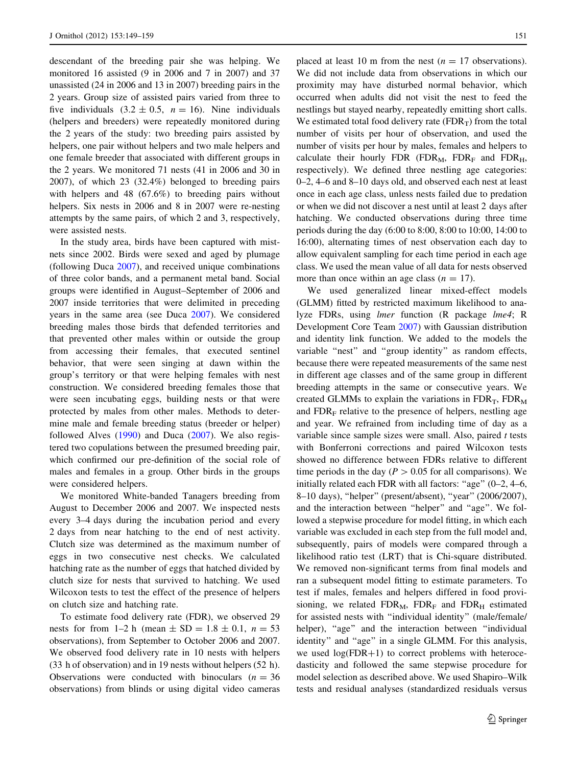descendant of the breeding pair she was helping. We monitored 16 assisted (9 in 2006 and 7 in 2007) and 37 unassisted (24 in 2006 and 13 in 2007) breeding pairs in the 2 years. Group size of assisted pairs varied from three to five individuals ($3.2 \pm 0.5$, $n = 16$). Nine individuals (helpers and breeders) were repeatedly monitored during the 2 years of the study: two breeding pairs assisted by helpers, one pair without helpers and two male helpers and one female breeder that associated with different groups in the 2 years. We monitored 71 nests (41 in 2006 and 30 in 2007), of which 23 (32.4%) belonged to breeding pairs with helpers and 48 (67.6%) to breeding pairs without helpers. Six nests in 2006 and 8 in 2007 were re-nesting attempts by the same pairs, of which 2 and 3, respectively, were assisted nests.

In the study area, birds have been captured with mist-nets since 2002. Birds were sexed and aged by plumage (following Duca 2007), and received unique combinations of three color bands, and a permanent metal band. Social groups were identified in August–September of 2006 and 2007 inside territories that were delimited in preceding years in the same area (see Duca 2007). We considered breeding males those birds that defended territories and that prevented other males within or outside the group from accessing their females, that executed sentinel behavior, that were seen singing at dawn within the group's territory or that were helping females with nest construction. We considered breeding females those that were seen incubating eggs, building nests or that were protected by males from other males. Methods to determine male and female breeding status (breeder or helper) followed Alves (1990) and Duca (2007). We also registered two copulations between the presumed breeding pair, which confirmed our pre-definition of the social role of males and females in a group. Other birds in the groups were considered helpers.

We monitored White-banded Tanagers breeding from August to December 2006 and 2007. We inspected nests every 3–4 days during the incubation period and every 2 days from near hatching to the end of nest activity. Clutch size was determined as the maximum number of eggs in two consecutive nest checks. We calculated hatching rate as the number of eggs that hatched divided by clutch size for nests that survived to hatching. We used Wilcoxon tests to test the effect of the presence of helpers on clutch size and hatching rate.

To estimate food delivery rate (FDR), we observed 29 nests for from 1–2 h (mean $\pm$ SD = $1.8 \pm 0.1$, $n = 53$ observations), from September to October 2006 and 2007. We observed food delivery rate in 10 nests with helpers (33 h of observation) and in 19 nests without helpers (52 h). Observations were conducted with binoculars ($n = 36$ observations) from blinds or using digital video cameras placed at least 10 m from the nest ($n = 17$ observations). We did not include data from observations in which our proximity may have disturbed normal behavior, which occurred when adults did not visit the nest to feed the nestlings but stayed nearby, repeatedly emitting short calls. We estimated total food delivery rate ($FDR_T$) from the total number of visits per hour of observation, and used the number of visits per hour by males, females and helpers to calculate their hourly FDR ($FDR_M$, $FDR_F$ and $FDR_H$, respectively). We defined three nestling age categories: 0–2, 4–6 and 8–10 days old, and observed each nest at least once in each age class, unless nests failed due to predation or when we did not discover a nest until at least 2 days after hatching. We conducted observations during three time periods during the day (6:00 to 8:00, 8:00 to 10:00, 14:00 to 16:00), alternating times of nest observation each day to allow equivalent sampling for each time period in each age class. We used the mean value of all data for nests observed more than once within an age class ($n = 17$).

We used generalized linear mixed-effect models (GLMM) fitted by restricted maximum likelihood to analyze FDRs, using *lmer* function (R package *lme4*; R Development Core Team 2007) with Gaussian distribution and identity link function. We added to the models the variable "nest" and "group identity" as random effects, because there were repeated measurements of the same nest in different age classes and of the same group in different breeding attempts in the same or consecutive years. We created GLMMs to explain the variations in $FDR_T$, $FDR_M$ and $FDR_F$ relative to the presence of helpers, nestling age and year. We refrained from including time of day as a variable since sample sizes were small. Also, paired $t$ tests with Bonferroni corrections and paired Wilcoxon tests showed no difference between FDRs relative to different time periods in the day ($P > 0.05$ for all comparisons). We initially related each FDR with all factors: "age" (0–2, 4–6, 8–10 days), "helper" (present/absent), "year" (2006/2007), and the interaction between "helper" and "age". We followed a stepwise procedure for model fitting, in which each variable was excluded in each step from the full model and, subsequently, pairs of models were compared through a likelihood ratio test (LRT) that is Chi-square distributed. We removed non-significant terms from final models and ran a subsequent model fitting to estimate parameters. To test if males, females and helpers differed in food provisioning, we related $FDR_M$, $FDR_F$ and $FDR_H$ estimated for assisted nests with "individual identity" (male/female/helper), "age" and the interaction between "individual identity" and "age" in a single GLMM. For this analysis, we used $\log(FDR+1)$ to correct problems with heteroscedasticity and followed the same stepwise procedure for model selection as described above. We used Shapiro–Wilk tests and residual analyses (standardized residuals versus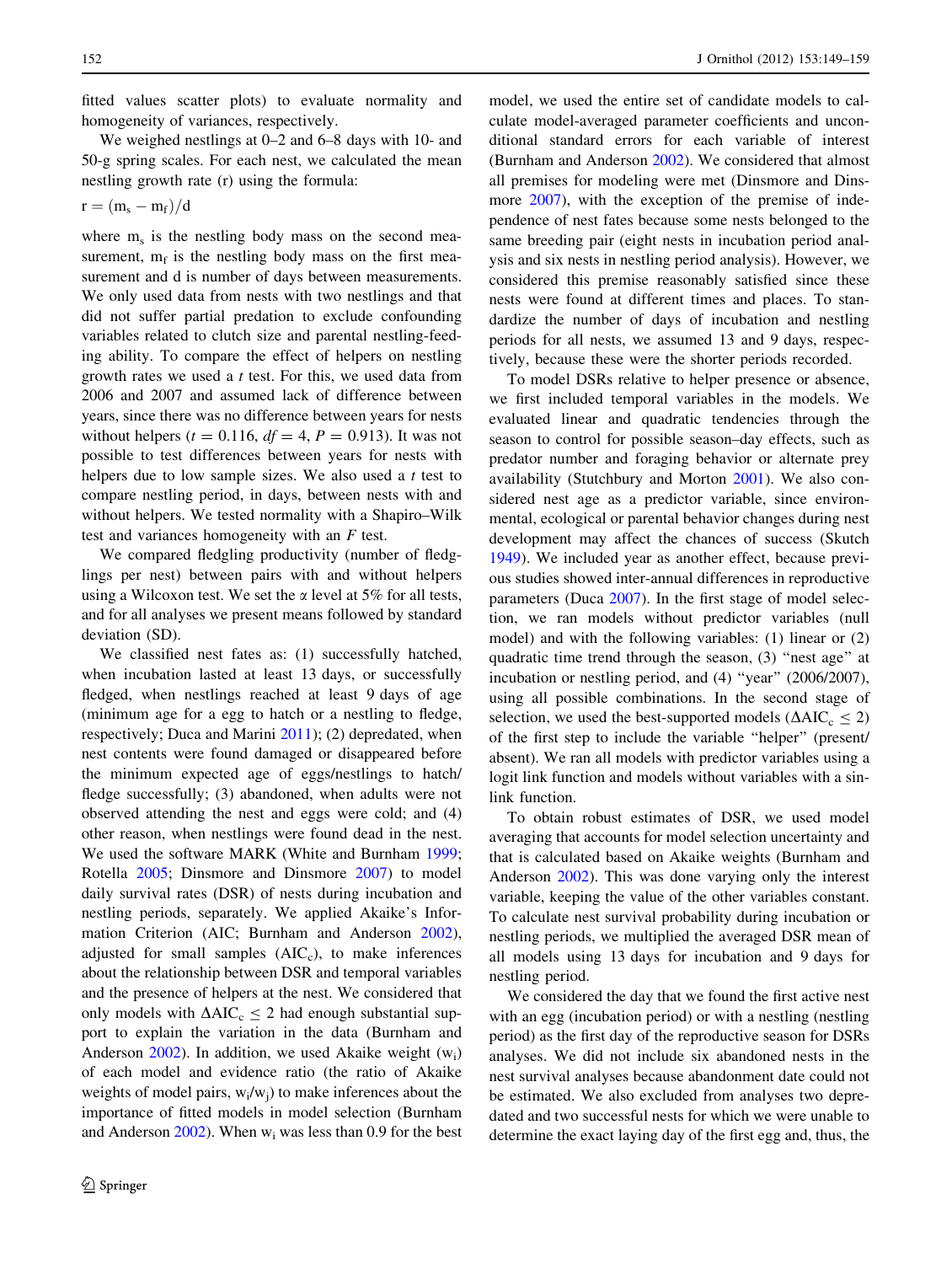fitted values scatter plots) to evaluate normality and homogeneity of variances, respectively.

We weighed nestlings at 0–2 and 6–8 days with 10- and 50-g spring scales. For each nest, we calculated the mean nestling growth rate (r) using the formula:

$$r = (m_s - m_f)/d$$

where $m_s$ is the nestling body mass on the second measurement, $m_f$ is the nestling body mass on the first measurement and d is number of days between measurements. We only used data from nests with two nestlings and that did not suffer partial predation to exclude confounding variables related to clutch size and parental nestling-feeding ability. To compare the effect of helpers on nestling growth rates we used a *t* test. For this, we used data from 2006 and 2007 and assumed lack of difference between years, since there was no difference between years for nests without helpers ($t = 0.116$, $df = 4$, $P = 0.913$). It was not possible to test differences between years for nests with helpers due to low sample sizes. We also used a *t* test to compare nestling period, in days, between nests with and without helpers. We tested normality with a Shapiro–Wilk test and variances homogeneity with an *F* test.

We compared fledgling productivity (number of fledglings per nest) between pairs with and without helpers using a Wilcoxon test. We set the $\alpha$ level at 5% for all tests, and for all analyses we present means followed by standard deviation (SD).

We classified nest fates as: (1) successfully hatched, when incubation lasted at least 13 days, or successfully fledged, when nestlings reached at least 9 days of age (minimum age for a egg to hatch or a nestling to fledge, respectively; Duca and Marini 2011); (2) depredated, when nest contents were found damaged or disappeared before the minimum expected age of eggs/nestlings to hatch/fledge successfully; (3) abandoned, when adults were not observed attending the nest and eggs were cold; and (4) other reason, when nestlings were found dead in the nest. We used the software MARK (White and Burnham 1999; Rotella 2005; Dinsmore and Dinsmore 2007) to model daily survival rates (DSR) of nests during incubation and nestling periods, separately. We applied Akaike's Information Criterion (AIC; Burnham and Anderson 2002), adjusted for small samples ($AIC_c$), to make inferences about the relationship between DSR and temporal variables and the presence of helpers at the nest. We considered that only models with $\Delta AIC_c \leq 2$ had enough substantial support to explain the variation in the data (Burnham and Anderson 2002). In addition, we used Akaike weight ($w_i$) of each model and evidence ratio (the ratio of Akaike weights of model pairs, $w_i/w_j$) to make inferences about the importance of fitted models in model selection (Burnham and Anderson 2002). When $w_i$ was less than 0.9 for the best model, we used the entire set of candidate models to calculate model-averaged parameter coefficients and unconditional standard errors for each variable of interest (Burnham and Anderson 2002). We considered that almost all premises for modeling were met (Dinsmore and Dinsmore 2007), with the exception of the premise of independence of nest fates because some nests belonged to the same breeding pair (eight nests in incubation period analysis and six nests in nestling period analysis). However, we considered this premise reasonably satisfied since these nests were found at different times and places. To standardize the number of days of incubation and nestling periods for all nests, we assumed 13 and 9 days, respectively, because these were the shorter periods recorded.

To model DSRs relative to helper presence or absence, we first included temporal variables in the models. We evaluated linear and quadratic tendencies through the season to control for possible season–day effects, such as predator number and foraging behavior or alternate prey availability (Stutchbury and Morton 2001). We also considered nest age as a predictor variable, since environmental, ecological or parental behavior changes during nest development may affect the chances of success (Skutch 1949). We included year as another effect, because previous studies showed inter-annual differences in reproductive parameters (Duca 2007). In the first stage of model selection, we ran models without predictor variables (null model) and with the following variables: (1) linear or (2) quadratic time trend through the season, (3) "nest age" at incubation or nestling period, and (4) "year" (2006/2007), using all possible combinations. In the second stage of selection, we used the best-supported models ($\Delta AIC_c \leq 2$) of the first step to include the variable "helper" (present/absent). We ran all models with predictor variables using a logit link function and models without variables with a sin-link function.

To obtain robust estimates of DSR, we used model averaging that accounts for model selection uncertainty and that is calculated based on Akaike weights (Burnham and Anderson 2002). This was done varying only the interest variable, keeping the value of the other variables constant. To calculate nest survival probability during incubation or nestling periods, we multiplied the averaged DSR mean of all models using 13 days for incubation and 9 days for nestling period.

We considered the day that we found the first active nest with an egg (incubation period) or with a nestling (nestling period) as the first day of the reproductive season for DSRs analyses. We did not include six abandoned nests in the nest survival analyses because abandonment date could not be estimated. We also excluded from analyses two depredated and two successful nests for which we were unable to determine the exact laying day of the first egg and, thus, the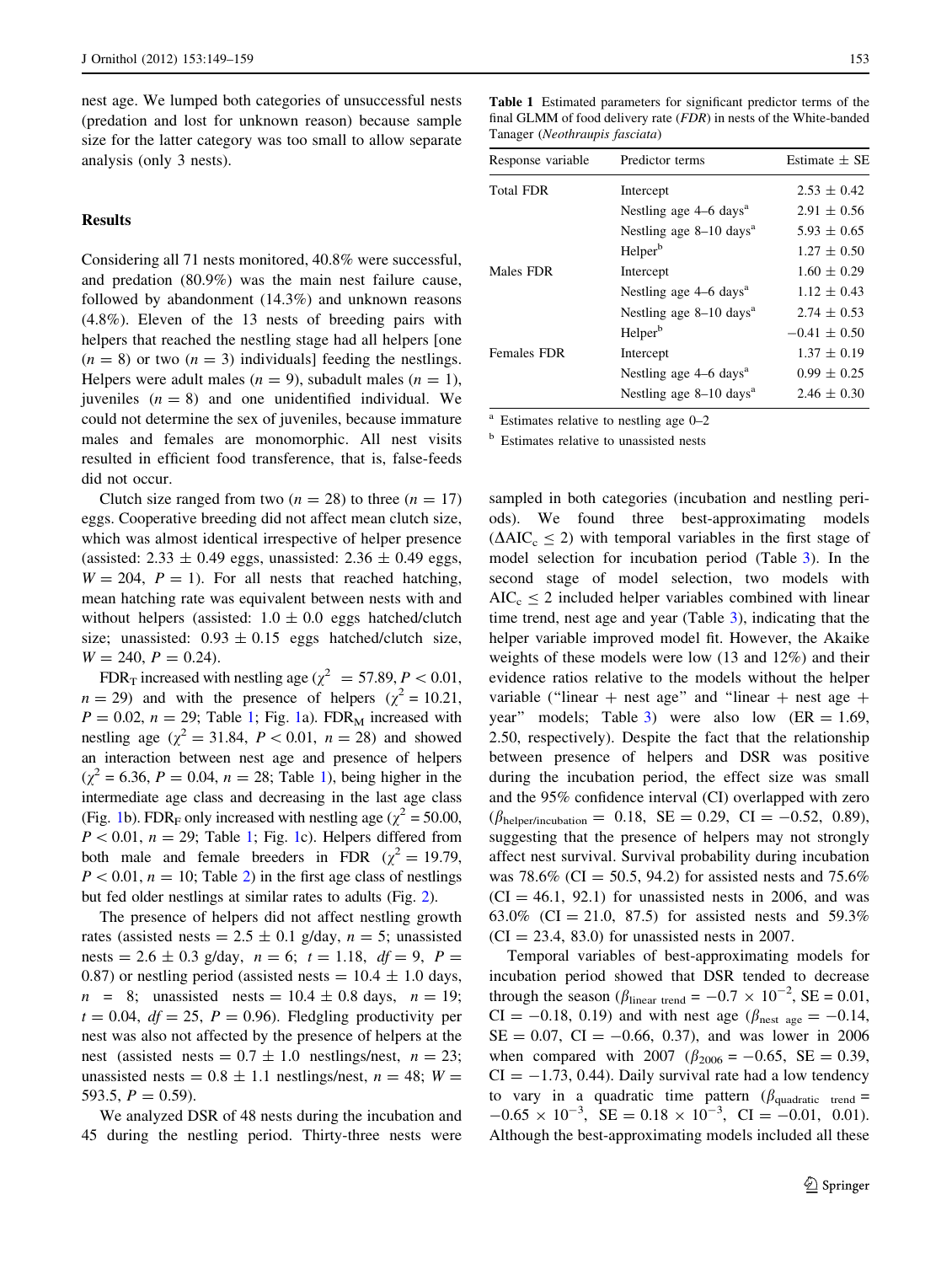nest age. We lumped both categories of unsuccessful nests (predation and lost for unknown reason) because sample size for the latter category was too small to allow separate analysis (only 3 nests).

## Results

Considering all 71 nests monitored, 40.8% were successful, and predation (80.9%) was the main nest failure cause, followed by abandonment (14.3%) and unknown reasons (4.8%). Eleven of the 13 nests of breeding pairs with helpers that reached the nestling stage had all helpers [one ($n = 8$) or two ($n = 3$) individuals] feeding the nestlings. Helpers were adult males ($n = 9$), subadult males ($n = 1$), juveniles ($n = 8$) and one unidentified individual. We could not determine the sex of juveniles, because immature males and females are monomorphic. All nest visits resulted in efficient food transference, that is, false-feeds did not occur.

Clutch size ranged from two ($n = 28$) to three ($n = 17$) eggs. Cooperative breeding did not affect mean clutch size, which was almost identical irrespective of helper presence (assisted: $2.33 \pm 0.49$ eggs, unassisted: $2.36 \pm 0.49$ eggs, $W = 204$, $P = 1$). For all nests that reached hatching, mean hatching rate was equivalent between nests with and without helpers (assisted: $1.0 \pm 0.0$ eggs hatched/clutch size; unassisted: $0.93 \pm 0.15$ eggs hatched/clutch size, $W = 240$, $P = 0.24$).

$FDR_T$ increased with nestling age ($\chi^2 = 57.89$, $P < 0.01$, $n = 29$) and with the presence of helpers ($\chi^2 = 10.21$, $P = 0.02$, $n = 29$; Table 1; Fig. 1a). $FDR_M$ increased with nestling age ($\chi^2 = 31.84$, $P < 0.01$, $n = 28$) and showed an interaction between nest age and presence of helpers ($\chi^2 = 6.36$, $P = 0.04$, $n = 28$; Table 1), being higher in the intermediate age class and decreasing in the last age class (Fig. 1b). $FDR_F$ only increased with nestling age ($\chi^2 = 50.00$, $P < 0.01$, $n = 29$; Table 1; Fig. 1c). Helpers differed from both male and female breeders in FDR ($\chi^2 = 19.79$, $P < 0.01$, $n = 10$; Table 2) in the first age class of nestlings but fed older nestlings at similar rates to adults (Fig. 2).

The presence of helpers did not affect nestling growth rates (assisted nests = $2.5 \pm 0.1$ g/day, $n = 5$; unassisted nests = $2.6 \pm 0.3$ g/day, $n = 6$; $t = 1.18$, $df = 9$, $P = 0.87$) or nestling period (assisted nests = $10.4 \pm 1.0$ days, $n = 8$; unassisted nests = $10.4 \pm 0.8$ days, $n = 19$; $t = 0.04$, $df = 25$, $P = 0.96$). Fledgling productivity per nest was also not affected by the presence of helpers at the nest (assisted nests = $0.7 \pm 1.0$ nestlings/nest, $n = 23$; unassisted nests = $0.8 \pm 1.1$ nestlings/nest, $n = 48$; $W = 593.5$, $P = 0.59$).

We analyzed DSR of 48 nests during the incubation and 45 during the nestling period. Thirty-three nests were sampled in both categories (incubation and nestling periods). We found three best-approximating models ($\Delta AIC_c \leq 2$) with temporal variables in the first stage of model selection for incubation period (Table 3). In the second stage of model selection, two models with $AIC_c \leq 2$ included helper variables combined with linear time trend, nest age and year (Table 3), indicating that the helper variable improved model fit. However, the Akaike weights of these models were low (13 and 12%) and their evidence ratios relative to the models without the helper variable ("linear + nest age" and "linear + nest age + year" models; Table 3) were also low (ER = 1.69, 2.50, respectively). Despite the fact that the relationship between presence of helpers and DSR was positive during the incubation period, the effect size was small and the 95% confidence interval (CI) overlapped with zero ($\beta_{helper/incubation} = 0.18$, SE = 0.29, CI = −0.52, 0.89), suggesting that the presence of helpers may not strongly affect nest survival. Survival probability during incubation was 78.6% (CI = 50.5, 94.2) for assisted nests and 75.6% (CI = 46.1, 92.1) for unassisted nests in 2006, and was 63.0% (CI = 21.0, 87.5) for assisted nests and 59.3% (CI = 23.4, 83.0) for unassisted nests in 2007.

Temporal variables of best-approximating models for incubation period showed that DSR tended to decrease through the season ($\beta_{linear\ trend} = -0.7 \times 10^{-2}$, SE = 0.01, CI = −0.18, 0.19) and with nest age ($\beta_{nest\ age} = -0.14$, SE = 0.07, CI = −0.66, 0.37), and was lower in 2006 when compared with 2007 ($\beta_{2006} = -0.65$, SE = 0.39, CI = −1.73, 0.44). Daily survival rate had a low tendency to vary in a quadratic time pattern ($\beta_{quadratic\ trend} = -0.65 \times 10^{-3}$, SE = $0.18 \times 10^{-3}$, CI = −0.01, 0.01). Although the best-approximating models included all these

**Table 1** Estimated parameters for significant predictor terms of the final GLMM of food delivery rate (*FDR*) in nests of the White-banded Tanager (*Neothraupis fasciata*)

| Response variable | Predictor terms | Estimate ± SE |
|---|---|---|
| Total FDR | Intercept | 2.53 ± 0.42 |
| | Nestling age 4–6 days[a] | 2.91 ± 0.56 |
| | Nestling age 8–10 days[a] | 5.93 ± 0.65 |
| | Helper[b] | 1.27 ± 0.50 |
| Males FDR | Intercept | 1.60 ± 0.29 |
| | Nestling age 4–6 days[a] | 1.12 ± 0.43 |
| | Nestling age 8–10 days[a] | 2.74 ± 0.53 |
| | Helper[b] | −0.41 ± 0.50 |
| Females FDR | Intercept | 1.37 ± 0.19 |
| | Nestling age 4–6 days[a] | 0.99 ± 0.25 |
| | Nestling age 8–10 days[a] | 2.46 ± 0.30 |

[a] Estimates relative to nestling age 0–2

[b] Estimates relative to unassisted nests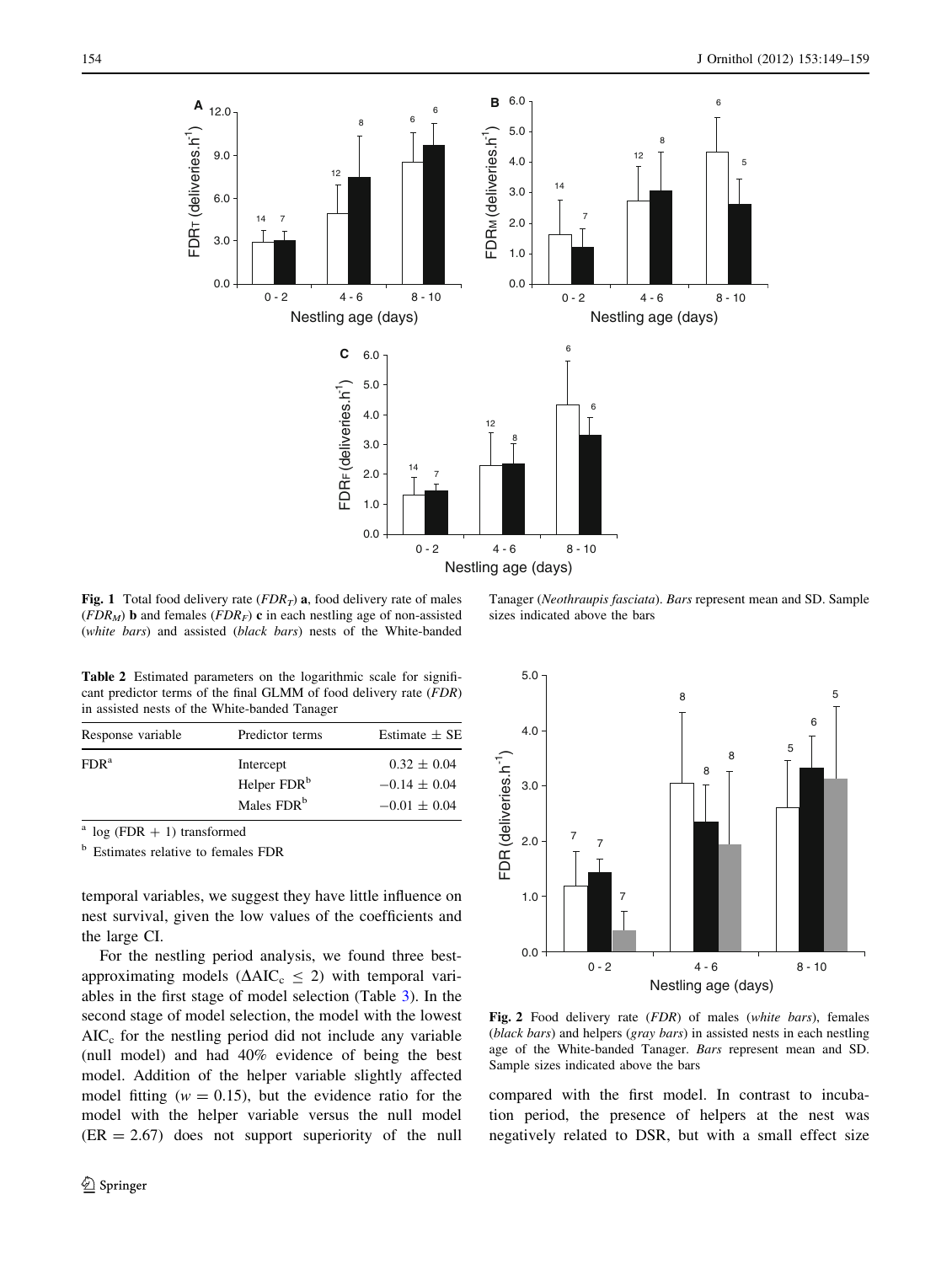**Fig. 1** Total food delivery rate ($FDR_T$) **a**, food delivery rate of males ($FDR_M$) **b** and females ($FDR_F$) **c** in each nestling age of non-assisted (*white bars*) and assisted (*black bars*) nests of the White-banded Tanager (*Neothraupis fasciata*). *Bars* represent mean and SD. Sample sizes indicated above the bars

**Table 2** Estimated parameters on the logarithmic scale for significant predictor terms of the final GLMM of food delivery rate (*FDR*) in assisted nests of the White-banded Tanager

| Response variable | Predictor terms | Estimate ± SE |
|---|---|---|
| FDR[a] | Intercept | 0.32 ± 0.04 |
| | Helper FDR[b] | −0.14 ± 0.04 |
| | Males FDR[b] | −0.01 ± 0.04 |

[a] log (FDR + 1) transformed

[b] Estimates relative to females FDR

temporal variables, we suggest they have little influence on nest survival, given the low values of the coefficients and the large CI.

For the nestling period analysis, we found three best-approximating models ($\Delta AIC_c \leq 2$) with temporal variables in the first stage of model selection (Table 3). In the second stage of model selection, the model with the lowest $AIC_c$ for the nestling period did not include any variable (null model) and had 40% evidence of being the best model. Addition of the helper variable slightly affected model fitting ($w = 0.15$), but the evidence ratio for the model with the helper variable versus the null model (ER = 2.67) does not support superiority of the null compared with the first model. In contrast to incubation period, the presence of helpers at the nest was negatively related to DSR, but with a small effect size

**Fig. 2** Food delivery rate (*FDR*) of males (*white bars*), females (*black bars*) and helpers (*gray bars*) in assisted nests in each nestling age of the White-banded Tanager. *Bars* represent mean and SD. Sample sizes indicated above the bars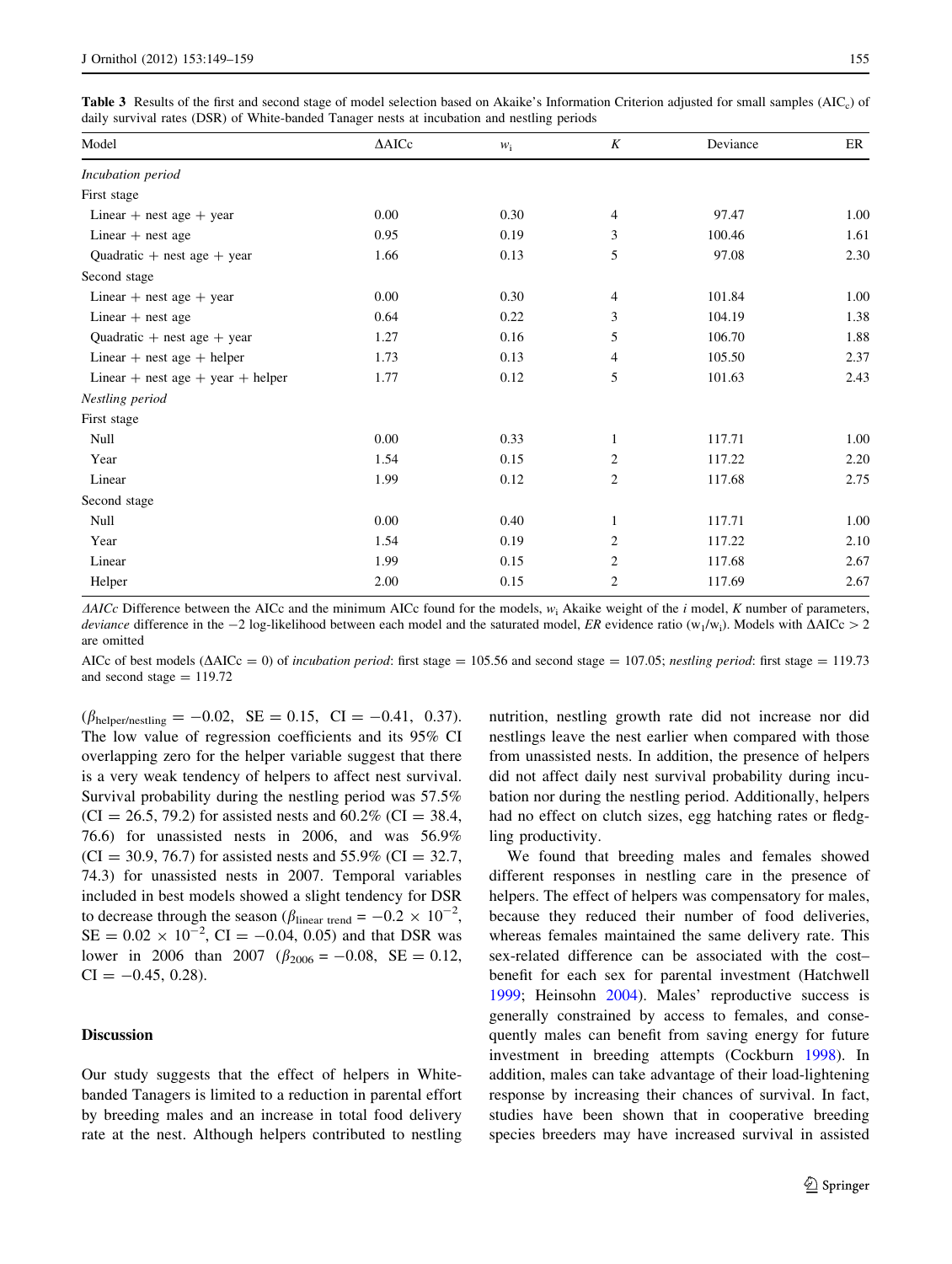**Table 3** Results of the first and second stage of model selection based on Akaike's Information Criterion adjusted for small samples ($AIC_c$) of daily survival rates (DSR) of White-banded Tanager nests at incubation and nestling periods

| Model | ΔAICc | $w_i$ | K | Deviance | ER |
|---|---|---|---|---|---|
| *Incubation period* | | | | | |
| First stage | | | | | |
| Linear + nest age + year | 0.00 | 0.30 | 4 | 97.47 | 1.00 |
| Linear + nest age | 0.95 | 0.19 | 3 | 100.46 | 1.61 |
| Quadratic + nest age + year | 1.66 | 0.13 | 5 | 97.08 | 2.30 |
| Second stage | | | | | |
| Linear + nest age + year | 0.00 | 0.30 | 4 | 101.84 | 1.00 |
| Linear + nest age | 0.64 | 0.22 | 3 | 104.19 | 1.38 |
| Quadratic + nest age + year | 1.27 | 0.16 | 5 | 106.70 | 1.88 |
| Linear + nest age + helper | 1.73 | 0.13 | 4 | 105.50 | 2.37 |
| Linear + nest age + year + helper | 1.77 | 0.12 | 5 | 101.63 | 2.43 |
| *Nestling period* | | | | | |
| First stage | | | | | |
| Null | 0.00 | 0.33 | 1 | 117.71 | 1.00 |
| Year | 1.54 | 0.15 | 2 | 117.22 | 2.20 |
| Linear | 1.99 | 0.12 | 2 | 117.68 | 2.75 |
| Second stage | | | | | |
| Null | 0.00 | 0.40 | 1 | 117.71 | 1.00 |
| Year | 1.54 | 0.19 | 2 | 117.22 | 2.10 |
| Linear | 1.99 | 0.15 | 2 | 117.68 | 2.67 |
| Helper | 2.00 | 0.15 | 2 | 117.69 | 2.67 |

*ΔAICc* Difference between the AICc and the minimum AICc found for the models, $w_i$ Akaike weight of the *i* model, *K* number of parameters, *deviance* difference in the −2 log-likelihood between each model and the saturated model, *ER* evidence ratio ($w_1/w_i$). Models with ΔAICc > 2 are omitted

AICc of best models (ΔAICc = 0) of *incubation period*: first stage = 105.56 and second stage = 107.05; *nestling period*: first stage = 119.73 and second stage = 119.72

($\beta_{\text{helper/nestling}} = -0.02$, SE = 0.15, CI = −0.41, 0.37). The low value of regression coefficients and its 95% CI overlapping zero for the helper variable suggest that there is a very weak tendency of helpers to affect nest survival. Survival probability during the nestling period was 57.5% (CI = 26.5, 79.2) for assisted nests and 60.2% (CI = 38.4, 76.6) for unassisted nests in 2006, and was 56.9% (CI = 30.9, 76.7) for assisted nests and 55.9% (CI = 32.7, 74.3) for unassisted nests in 2007. Temporal variables included in best models showed a slight tendency for DSR to decrease through the season ($\beta_{\text{linear trend}} = -0.2 \times 10^{-2}$, SE = $0.02 \times 10^{-2}$, CI = −0.04, 0.05) and that DSR was lower in 2006 than 2007 ($\beta_{2006} = -0.08$, SE = 0.12, CI = −0.45, 0.28).

## Discussion

Our study suggests that the effect of helpers in White-banded Tanagers is limited to a reduction in parental effort by breeding males and an increase in total food delivery rate at the nest. Although helpers contributed to nestling nutrition, nestling growth rate did not increase nor did nestlings leave the nest earlier when compared with those from unassisted nests. In addition, the presence of helpers did not affect daily nest survival probability during incubation nor during the nestling period. Additionally, helpers had no effect on clutch sizes, egg hatching rates or fledgling productivity.

We found that breeding males and females showed different responses in nestling care in the presence of helpers. The effect of helpers was compensatory for males, because they reduced their number of food deliveries, whereas females maintained the same delivery rate. This sex-related difference can be associated with the cost–benefit for each sex for parental investment (Hatchwell 1999; Heinsohn 2004). Males' reproductive success is generally constrained by access to females, and consequently males can benefit from saving energy for future investment in breeding attempts (Cockburn 1998). In addition, males can take advantage of their load-lightening response by increasing their chances of survival. In fact, studies have been shown that in cooperative breeding species breeders may have increased survival in assisted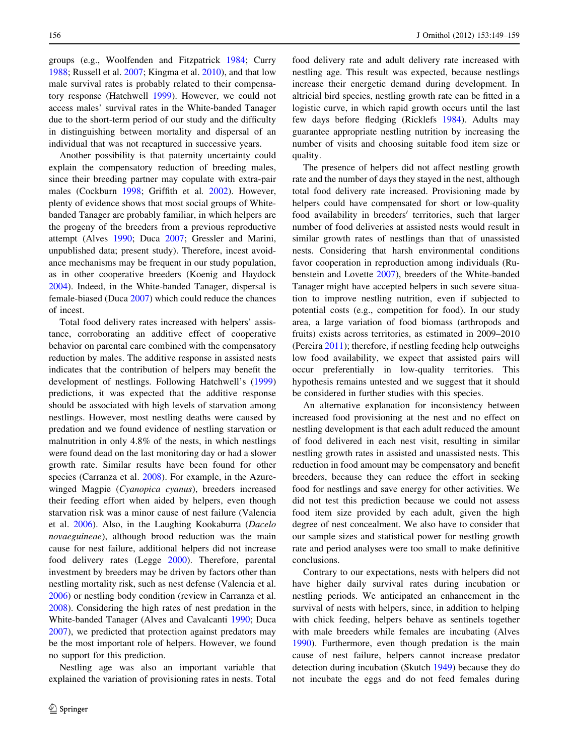groups (e.g., Woolfenden and Fitzpatrick 1984; Curry 1988; Russell et al. 2007; Kingma et al. 2010), and that low male survival rates is probably related to their compensatory response (Hatchwell 1999). However, we could not access males' survival rates in the White-banded Tanager due to the short-term period of our study and the difficulty in distinguishing between mortality and dispersal of an individual that was not recaptured in successive years.

Another possibility is that paternity uncertainty could explain the compensatory reduction of breeding males, since their breeding partner may copulate with extra-pair males (Cockburn 1998; Griffith et al. 2002). However, plenty of evidence shows that most social groups of White-banded Tanager are probably familiar, in which helpers are the progeny of the breeders from a previous reproductive attempt (Alves 1990; Duca 2007; Gressler and Marini, unpublished data; present study). Therefore, incest avoidance mechanisms may be frequent in our study population, as in other cooperative breeders (Koenig and Haydock 2004). Indeed, in the White-banded Tanager, dispersal is female-biased (Duca 2007) which could reduce the chances of incest.

Total food delivery rates increased with helpers' assistance, corroborating an additive effect of cooperative behavior on parental care combined with the compensatory reduction by males. The additive response in assisted nests indicates that the contribution of helpers may benefit the development of nestlings. Following Hatchwell's (1999) predictions, it was expected that the additive response should be associated with high levels of starvation among nestlings. However, most nestling deaths were caused by predation and we found evidence of nestling starvation or malnutrition in only 4.8% of the nests, in which nestlings were found dead on the last monitoring day or had a slower growth rate. Similar results have been found for other species (Carranza et al. 2008). For example, in the Azure-winged Magpie (*Cyanopica cyanus*), breeders increased their feeding effort when aided by helpers, even though starvation risk was a minor cause of nest failure (Valencia et al. 2006). Also, in the Laughing Kookaburra (*Dacelo novaeguineae*), although brood reduction was the main cause for nest failure, additional helpers did not increase food delivery rates (Legge 2000). Therefore, parental investment by breeders may be driven by factors other than nestling mortality risk, such as nest defense (Valencia et al. 2006) or nestling body condition (review in Carranza et al. 2008). Considering the high rates of nest predation in the White-banded Tanager (Alves and Cavalcanti 1990; Duca 2007), we predicted that protection against predators may be the most important role of helpers. However, we found no support for this prediction.

Nestling age was also an important variable that explained the variation of provisioning rates in nests. Total food delivery rate and adult delivery rate increased with nestling age. This result was expected, because nestlings increase their energetic demand during development. In altricial bird species, nestling growth rate can be fitted in a logistic curve, in which rapid growth occurs until the last few days before fledging (Ricklefs 1984). Adults may guarantee appropriate nestling nutrition by increasing the number of visits and choosing suitable food item size or quality.

The presence of helpers did not affect nestling growth rate and the number of days they stayed in the nest, although total food delivery rate increased. Provisioning made by helpers could have compensated for short or low-quality food availability in breeders′ territories, such that larger number of food deliveries at assisted nests would result in similar growth rates of nestlings than that of unassisted nests. Considering that harsh environmental conditions favor cooperation in reproduction among individuals (Rubenstein and Lovette 2007), breeders of the White-banded Tanager might have accepted helpers in such severe situation to improve nestling nutrition, even if subjected to potential costs (e.g., competition for food). In our study area, a large variation of food biomass (arthropods and fruits) exists across territories, as estimated in 2009–2010 (Pereira 2011); therefore, if nestling feeding help outweighs low food availability, we expect that assisted pairs will occur preferentially in low-quality territories. This hypothesis remains untested and we suggest that it should be considered in further studies with this species.

An alternative explanation for inconsistency between increased food provisioning at the nest and no effect on nestling development is that each adult reduced the amount of food delivered in each nest visit, resulting in similar nestling growth rates in assisted and unassisted nests. This reduction in food amount may be compensatory and benefit breeders, because they can reduce the effort in seeking food for nestlings and save energy for other activities. We did not test this prediction because we could not assess food item size provided by each adult, given the high degree of nest concealment. We also have to consider that our sample sizes and statistical power for nestling growth rate and period analyses were too small to make definitive conclusions.

Contrary to our expectations, nests with helpers did not have higher daily survival rates during incubation or nestling periods. We anticipated an enhancement in the survival of nests with helpers, since, in addition to helping with chick feeding, helpers behave as sentinels together with male breeders while females are incubating (Alves 1990). Furthermore, even though predation is the main cause of nest failure, helpers cannot increase predator detection during incubation (Skutch 1949) because they do not incubate the eggs and do not feed females during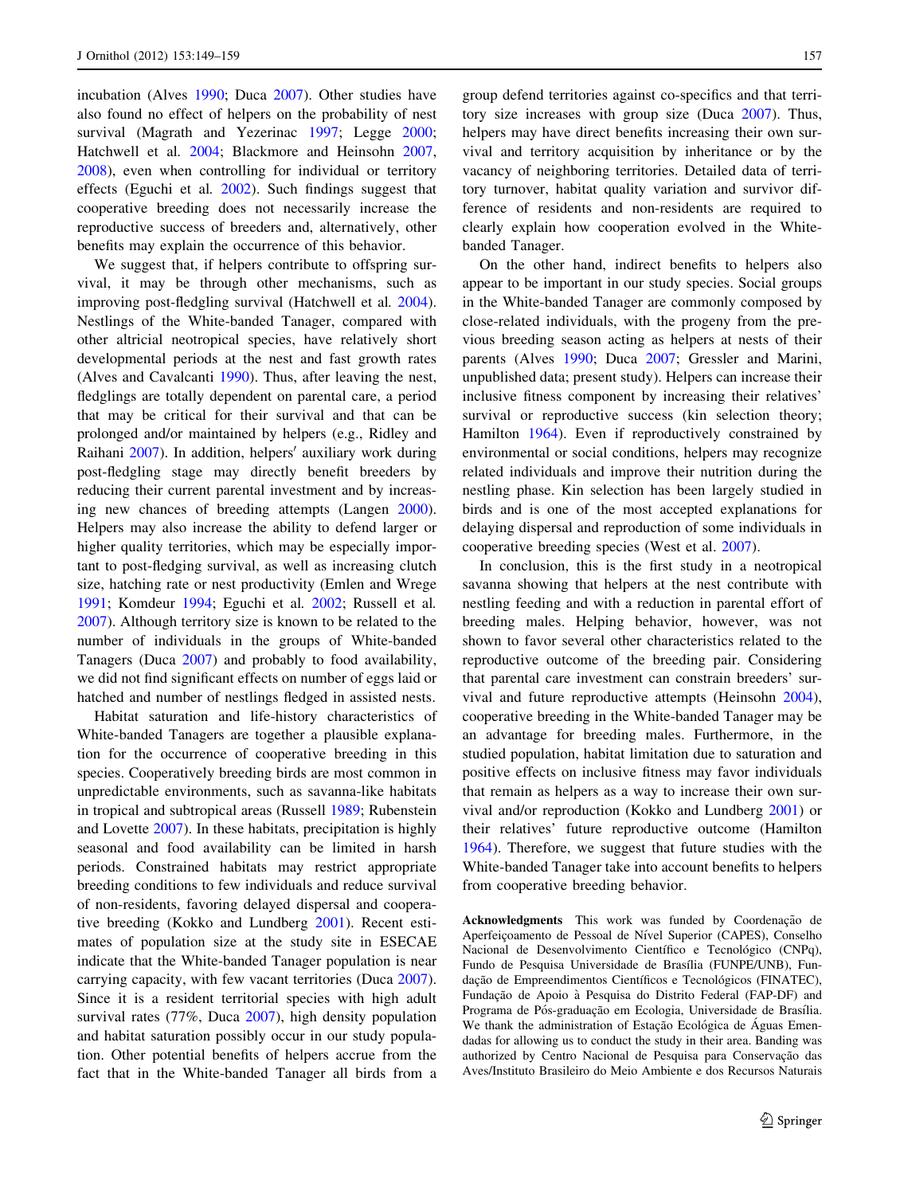incubation (Alves 1990; Duca 2007). Other studies have also found no effect of helpers on the probability of nest survival (Magrath and Yezerinac 1997; Legge 2000; Hatchwell et al. 2004; Blackmore and Heinsohn 2007, 2008), even when controlling for individual or territory effects (Eguchi et al. 2002). Such findings suggest that cooperative breeding does not necessarily increase the reproductive success of breeders and, alternatively, other benefits may explain the occurrence of this behavior.

We suggest that, if helpers contribute to offspring survival, it may be through other mechanisms, such as improving post-fledgling survival (Hatchwell et al. 2004). Nestlings of the White-banded Tanager, compared with other altricial neotropical species, have relatively short developmental periods at the nest and fast growth rates (Alves and Cavalcanti 1990). Thus, after leaving the nest, fledglings are totally dependent on parental care, a period that may be critical for their survival and that can be prolonged and/or maintained by helpers (e.g., Ridley and Raihani 2007). In addition, helpers′ auxiliary work during post-fledgling stage may directly benefit breeders by reducing their current parental investment and by increasing new chances of breeding attempts (Langen 2000). Helpers may also increase the ability to defend larger or higher quality territories, which may be especially important to post-fledging survival, as well as increasing clutch size, hatching rate or nest productivity (Emlen and Wrege 1991; Komdeur 1994; Eguchi et al. 2002; Russell et al. 2007). Although territory size is known to be related to the number of individuals in the groups of White-banded Tanagers (Duca 2007) and probably to food availability, we did not find significant effects on number of eggs laid or hatched and number of nestlings fledged in assisted nests.

Habitat saturation and life-history characteristics of White-banded Tanagers are together a plausible explanation for the occurrence of cooperative breeding in this species. Cooperatively breeding birds are most common in unpredictable environments, such as savanna-like habitats in tropical and subtropical areas (Russell 1989; Rubenstein and Lovette 2007). In these habitats, precipitation is highly seasonal and food availability can be limited in harsh periods. Constrained habitats may restrict appropriate breeding conditions to few individuals and reduce survival of non-residents, favoring delayed dispersal and cooperative breeding (Kokko and Lundberg 2001). Recent estimates of population size at the study site in ESECAE indicate that the White-banded Tanager population is near carrying capacity, with few vacant territories (Duca 2007). Since it is a resident territorial species with high adult survival rates (77%, Duca 2007), high density population and habitat saturation possibly occur in our study population. Other potential benefits of helpers accrue from the fact that in the White-banded Tanager all birds from a group defend territories against co-specifics and that territory size increases with group size (Duca 2007). Thus, helpers may have direct benefits increasing their own survival and territory acquisition by inheritance or by the vacancy of neighboring territories. Detailed data of territory turnover, habitat quality variation and survivor difference of residents and non-residents are required to clearly explain how cooperation evolved in the White-banded Tanager.

On the other hand, indirect benefits to helpers also appear to be important in our study species. Social groups in the White-banded Tanager are commonly composed by close-related individuals, with the progeny from the previous breeding season acting as helpers at nests of their parents (Alves 1990; Duca 2007; Gressler and Marini, unpublished data; present study). Helpers can increase their inclusive fitness component by increasing their relatives' survival or reproductive success (kin selection theory; Hamilton 1964). Even if reproductively constrained by environmental or social conditions, helpers may recognize related individuals and improve their nutrition during the nestling phase. Kin selection has been largely studied in birds and is one of the most accepted explanations for delaying dispersal and reproduction of some individuals in cooperative breeding species (West et al. 2007).

In conclusion, this is the first study in a neotropical savanna showing that helpers at the nest contribute with nestling feeding and with a reduction in parental effort of breeding males. Helping behavior, however, was not shown to favor several other characteristics related to the reproductive outcome of the breeding pair. Considering that parental care investment can constrain breeders' survival and future reproductive attempts (Heinsohn 2004), cooperative breeding in the White-banded Tanager may be an advantage for breeding males. Furthermore, in the studied population, habitat limitation due to saturation and positive effects on inclusive fitness may favor individuals that remain as helpers as a way to increase their own survival and/or reproduction (Kokko and Lundberg 2001) or their relatives' future reproductive outcome (Hamilton 1964). Therefore, we suggest that future studies with the White-banded Tanager take into account benefits to helpers from cooperative breeding behavior.

**Acknowledgments** This work was funded by Coordenação de Aperfeiçoamento de Pessoal de Nível Superior (CAPES), Conselho Nacional de Desenvolvimento Científico e Tecnológico (CNPq), Fundo de Pesquisa Universidade de Brasília (FUNPE/UNB), Fundação de Empreendimentos Científicos e Tecnológicos (FINATEC), Fundação de Apoio à Pesquisa do Distrito Federal (FAP-DF) and Programa de Pós-graduação em Ecologia, Universidade de Brasília. We thank the administration of Estação Ecológica de Águas Emendadas for allowing us to conduct the study in their area. Banding was authorized by Centro Nacional de Pesquisa para Conservação das Aves/Instituto Brasileiro do Meio Ambiente e dos Recursos Naturais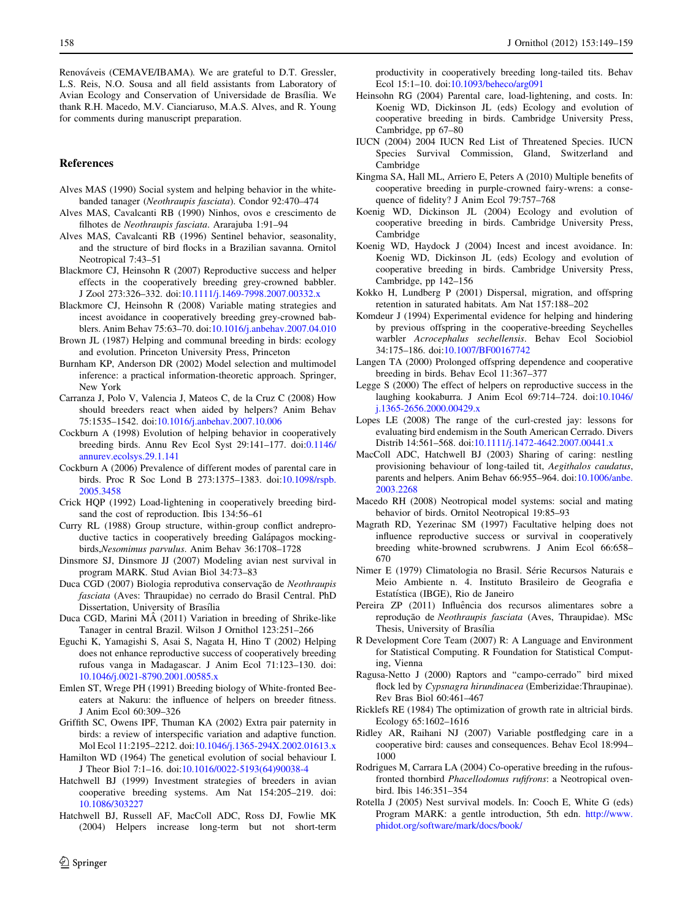Renováveis (CEMAVE/IBAMA). We are grateful to D.T. Gressler, L.S. Reis, N.O. Sousa and all field assistants from Laboratory of Avian Ecology and Conservation of Universidade de Brasília. We thank R.H. Macedo, M.V. Cianciaruso, M.A.S. Alves, and R. Young for comments during manuscript preparation.

## References

Alves MAS (1990) Social system and helping behavior in the white-banded tanager (*Neothraupis fasciata*). Condor 92:470–474

Alves MAS, Cavalcanti RB (1990) Ninhos, ovos e crescimento de filhotes de *Neothraupis fasciata*. Ararajuba 1:91–94

Alves MAS, Cavalcanti RB (1996) Sentinel behavior, seasonality, and the structure of bird flocks in a Brazilian savanna. Ornitol Neotropical 7:43–51

Blackmore CJ, Heinsohn R (2007) Reproductive success and helper effects in the cooperatively breeding grey-crowned babbler. J Zool 273:326–332. doi:10.1111/j.1469-7998.2007.00332.x

Blackmore CJ, Heinsohn R (2008) Variable mating strategies and incest avoidance in cooperatively breeding grey-crowned babblers. Anim Behav 75:63–70. doi:10.1016/j.anbehav.2007.04.010

Brown JL (1987) Helping and communal breeding in birds: ecology and evolution. Princeton University Press, Princeton

Burnham KP, Anderson DR (2002) Model selection and multimodel inference: a practical information-theoretic approach. Springer, New York

Carranza J, Polo V, Valencia J, Mateos C, de la Cruz C (2008) How should breeders react when aided by helpers? Anim Behav 75:1535–1542. doi:10.1016/j.anbehav.2007.10.006

Cockburn A (1998) Evolution of helping behavior in cooperatively breeding birds. Annu Rev Ecol Syst 29:141–177. doi:0.1146/annurev.ecolsys.29.1.141

Cockburn A (2006) Prevalence of different modes of parental care in birds. Proc R Soc Lond B 273:1375–1383. doi:10.1098/rspb.2005.3458

Crick HQP (1992) Load-lightening in cooperatively breeding birdsand the cost of reproduction. Ibis 134:56–61

Curry RL (1988) Group structure, within-group conflict andreproductive tactics in cooperatively breeding Galápagos mockingbirds,*Nesomimus parvulus*. Anim Behav 36:1708–1728

Dinsmore SJ, Dinsmore JJ (2007) Modeling avian nest survival in program MARK. Stud Avian Biol 34:73–83

Duca CGD (2007) Biologia reprodutiva conservação de *Neothraupis fasciata* (Aves: Thraupidae) no cerrado do Brasil Central. PhD Dissertation, University of Brasília

Duca CGD, Marini MÂ (2011) Variation in breeding of Shrike-like Tanager in central Brazil. Wilson J Ornithol 123:251–266

Eguchi K, Yamagishi S, Asai S, Nagata H, Hino T (2002) Helping does not enhance reproductive success of cooperatively breeding rufous vanga in Madagascar. J Anim Ecol 71:123–130. doi:10.1046/j.0021-8790.2001.00585.x

Emlen ST, Wrege PH (1991) Breeding biology of White-fronted Bee-eaters at Nakuru: the influence of helpers on breeder fitness. J Anim Ecol 60:309–326

Griffith SC, Owens IPF, Thuman KA (2002) Extra pair paternity in birds: a review of interspecific variation and adaptive function. Mol Ecol 11:2195–2212. doi:10.1046/j.1365-294X.2002.01613.x

Hamilton WD (1964) The genetical evolution of social behaviour I. J Theor Biol 7:1–16. doi:10.1016/0022-5193(64)90038-4

Hatchwell BJ (1999) Investment strategies of breeders in avian cooperative breeding systems. Am Nat 154:205–219. doi:10.1086/303227

Hatchwell BJ, Russell AF, MacColl ADC, Ross DJ, Fowlie MK (2004) Helpers increase long-term but not short-term productivity in cooperatively breeding long-tailed tits. Behav Ecol 15:1–10. doi:10.1093/beheco/arg091

Heinsohn RG (2004) Parental care, load-lightening, and costs. In: Koenig WD, Dickinson JL (eds) Ecology and evolution of cooperative breeding in birds. Cambridge University Press, Cambridge, pp 67–80

IUCN (2004) 2004 IUCN Red List of Threatened Species. IUCN Species Survival Commission, Gland, Switzerland and Cambridge

Kingma SA, Hall ML, Arriero E, Peters A (2010) Multiple benefits of cooperative breeding in purple-crowned fairy-wrens: a consequence of fidelity? J Anim Ecol 79:757–768

Koenig WD, Dickinson JL (2004) Ecology and evolution of cooperative breeding in birds. Cambridge University Press, Cambridge

Koenig WD, Haydock J (2004) Incest and incest avoidance. In: Koenig WD, Dickinson JL (eds) Ecology and evolution of cooperative breeding in birds. Cambridge University Press, Cambridge, pp 142–156

Kokko H, Lundberg P (2001) Dispersal, migration, and offspring retention in saturated habitats. Am Nat 157:188–202

Komdeur J (1994) Experimental evidence for helping and hindering by previous offspring in the cooperative-breeding Seychelles warbler *Acrocephalus sechellensis*. Behav Ecol Sociobiol 34:175–186. doi:10.1007/BF00167742

Langen TA (2000) Prolonged offspring dependence and cooperative breeding in birds. Behav Ecol 11:367–377

Legge S (2000) The effect of helpers on reproductive success in the laughing kookaburra. J Anim Ecol 69:714–724. doi:10.1046/j.1365-2656.2000.00429.x

Lopes LE (2008) The range of the curl-crested jay: lessons for evaluating bird endemism in the South American Cerrado. Divers Distrib 14:561–568. doi:10.1111/j.1472-4642.2007.00441.x

MacColl ADC, Hatchwell BJ (2003) Sharing of caring: nestling provisioning behaviour of long-tailed tit, *Aegithalos caudatus*, parents and helpers. Anim Behav 66:955–964. doi:10.1006/anbe.2003.2268

Macedo RH (2008) Neotropical model systems: social and mating behavior of birds. Ornitol Neotropical 19:85–93

Magrath RD, Yezerinac SM (1997) Facultative helping does not influence reproductive success or survival in cooperatively breeding white-browned scrubwrens. J Anim Ecol 66:658–670

Nimer E (1979) Climatologia no Brasil. Série Recursos Naturais e Meio Ambiente n. 4. Instituto Brasileiro de Geografia e Estatística (IBGE), Rio de Janeiro

Pereira ZP (2011) Influência dos recursos alimentares sobre a reprodução de *Neothraupis fasciata* (Aves, Thraupidae). MSc Thesis, University of Brasília

R Development Core Team (2007) R: A Language and Environment for Statistical Computing. R Foundation for Statistical Computing, Vienna

Ragusa-Netto J (2000) Raptors and "campo-cerrado" bird mixed flock led by *Cypsnagra hirundinacea* (Emberizidae:Thraupinae). Rev Bras Biol 60:461–467

Ricklefs RE (1984) The optimization of growth rate in altricial birds. Ecology 65:1602–1616

Ridley AR, Raihani NJ (2007) Variable postfledging care in a cooperative bird: causes and consequences. Behav Ecol 18:994–1000

Rodrigues M, Carrara LA (2004) Co-operative breeding in the rufous-fronted thornbird *Phacellodomus rufifrons*: a Neotropical ovenbird. Ibis 146:351–354

Rotella J (2005) Nest survival models. In: Cooch E, White G (eds) Program MARK: a gentle introduction, 5th edn. http://www.phidot.org/software/mark/docs/book/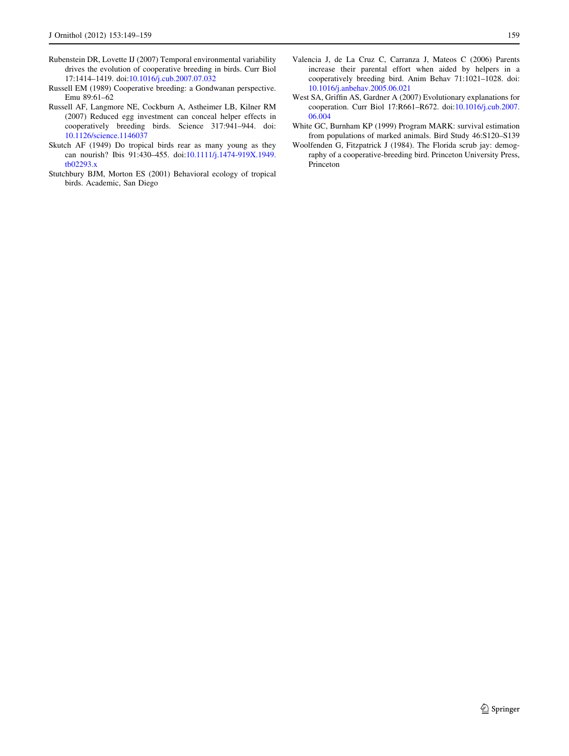Rubenstein DR, Lovette IJ (2007) Temporal environmental variability drives the evolution of cooperative breeding in birds. Curr Biol 17:1414–1419. doi:10.1016/j.cub.2007.07.032

Russell EM (1989) Cooperative breeding: a Gondwanan perspective. Emu 89:61–62

Russell AF, Langmore NE, Cockburn A, Astheimer LB, Kilner RM (2007) Reduced egg investment can conceal helper effects in cooperatively breeding birds. Science 317:941–944. doi:10.1126/science.1146037

Skutch AF (1949) Do tropical birds rear as many young as they can nourish? Ibis 91:430–455. doi:10.1111/j.1474-919X.1949.tb02293.x

Stutchbury BJM, Morton ES (2001) Behavioral ecology of tropical birds. Academic, San Diego

Valencia J, de La Cruz C, Carranza J, Mateos C (2006) Parents increase their parental effort when aided by helpers in a cooperatively breeding bird. Anim Behav 71:1021–1028. doi:10.1016/j.anbehav.2005.06.021

West SA, Griffin AS, Gardner A (2007) Evolutionary explanations for cooperation. Curr Biol 17:R661–R672. doi:10.1016/j.cub.2007.06.004

White GC, Burnham KP (1999) Program MARK: survival estimation from populations of marked animals. Bird Study 46:S120–S139

Woolfenden G, Fitzpatrick J (1984). The Florida scrub jay: demography of a cooperative-breeding bird. Princeton University Press, Princeton